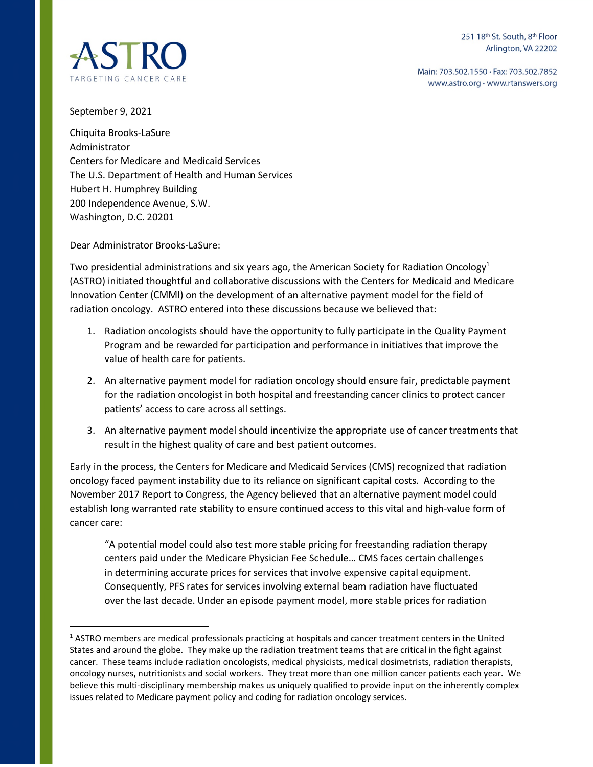ASTRO

TARGETING CANCER CARE

251 18th St. South, 8th Floor
Arlington, VA 22202

Main: 703.502.1550 · Fax: 703.502.7852
www.astro.org · www.rtanswers.org

September 9, 2021

Chiquita Brooks-LaSure
Administrator
Centers for Medicare and Medicaid Services
The U.S. Department of Health and Human Services
Hubert H. Humphrey Building
200 Independence Avenue, S.W.
Washington, D.C. 20201

Dear Administrator Brooks-LaSure:

Two presidential administrations and six years ago, the American Society for Radiation Oncology[1] (ASTRO) initiated thoughtful and collaborative discussions with the Centers for Medicaid and Medicare Innovation Center (CMMI) on the development of an alternative payment model for the field of radiation oncology. ASTRO entered into these discussions because we believed that:

1. Radiation oncologists should have the opportunity to fully participate in the Quality Payment Program and be rewarded for participation and performance in initiatives that improve the value of health care for patients.

2. An alternative payment model for radiation oncology should ensure fair, predictable payment for the radiation oncologist in both hospital and freestanding cancer clinics to protect cancer patients' access to care across all settings.

3. An alternative payment model should incentivize the appropriate use of cancer treatments that result in the highest quality of care and best patient outcomes.

Early in the process, the Centers for Medicare and Medicaid Services (CMS) recognized that radiation oncology faced payment instability due to its reliance on significant capital costs. According to the November 2017 Report to Congress, the Agency believed that an alternative payment model could establish long warranted rate stability to ensure continued access to this vital and high-value form of cancer care:

> "A potential model could also test more stable pricing for freestanding radiation therapy centers paid under the Medicare Physician Fee Schedule… CMS faces certain challenges in determining accurate prices for services that involve expensive capital equipment. Consequently, PFS rates for services involving external beam radiation have fluctuated over the last decade. Under an episode payment model, more stable prices for radiation

[1] ASTRO members are medical professionals practicing at hospitals and cancer treatment centers in the United States and around the globe. They make up the radiation treatment teams that are critical in the fight against cancer. These teams include radiation oncologists, medical physicists, medical dosimetrists, radiation therapists, oncology nurses, nutritionists and social workers. They treat more than one million cancer patients each year. We believe this multi-disciplinary membership makes us uniquely qualified to provide input on the inherently complex issues related to Medicare payment policy and coding for radiation oncology services.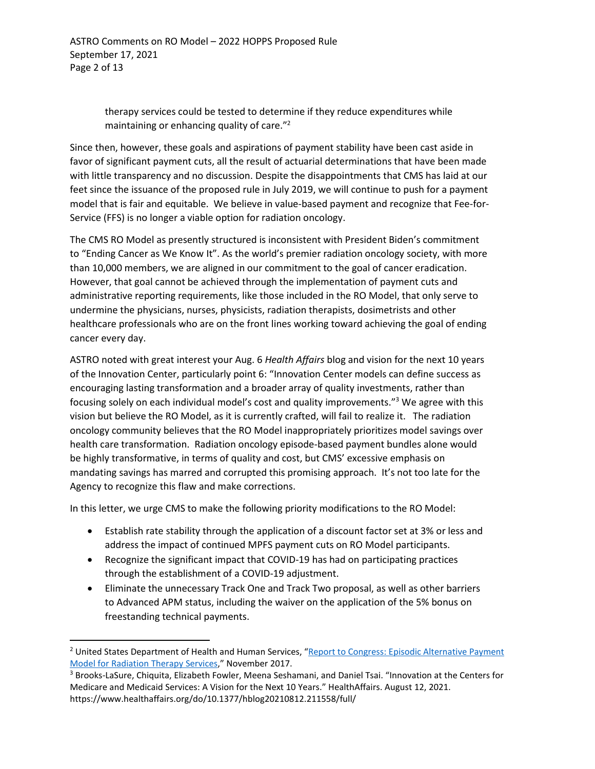> therapy services could be tested to determine if they reduce expenditures while maintaining or enhancing quality of care."[2]

Since then, however, these goals and aspirations of payment stability have been cast aside in favor of significant payment cuts, all the result of actuarial determinations that have been made with little transparency and no discussion. Despite the disappointments that CMS has laid at our feet since the issuance of the proposed rule in July 2019, we will continue to push for a payment model that is fair and equitable. We believe in value-based payment and recognize that Fee-for-Service (FFS) is no longer a viable option for radiation oncology.

The CMS RO Model as presently structured is inconsistent with President Biden's commitment to "Ending Cancer as We Know It". As the world's premier radiation oncology society, with more than 10,000 members, we are aligned in our commitment to the goal of cancer eradication. However, that goal cannot be achieved through the implementation of payment cuts and administrative reporting requirements, like those included in the RO Model, that only serve to undermine the physicians, nurses, physicists, radiation therapists, dosimetrists and other healthcare professionals who are on the front lines working toward achieving the goal of ending cancer every day.

ASTRO noted with great interest your Aug. 6 *Health Affairs* blog and vision for the next 10 years of the Innovation Center, particularly point 6: "Innovation Center models can define success as encouraging lasting transformation and a broader array of quality investments, rather than focusing solely on each individual model's cost and quality improvements."[3] We agree with this vision but believe the RO Model, as it is currently crafted, will fail to realize it. The radiation oncology community believes that the RO Model inappropriately prioritizes model savings over health care transformation. Radiation oncology episode-based payment bundles alone would be highly transformative, in terms of quality and cost, but CMS' excessive emphasis on mandating savings has marred and corrupted this promising approach. It's not too late for the Agency to recognize this flaw and make corrections.

In this letter, we urge CMS to make the following priority modifications to the RO Model:

- Establish rate stability through the application of a discount factor set at 3% or less and address the impact of continued MPFS payment cuts on RO Model participants.
- Recognize the significant impact that COVID-19 has had on participating practices through the establishment of a COVID-19 adjustment.
- Eliminate the unnecessary Track One and Track Two proposal, as well as other barriers to Advanced APM status, including the waiver on the application of the 5% bonus on freestanding technical payments.

---

[2] United States Department of Health and Human Services, "Report to Congress: Episodic Alternative Payment Model for Radiation Therapy Services," November 2017.

[3] Brooks-LaSure, Chiquita, Elizabeth Fowler, Meena Seshamani, and Daniel Tsai. "Innovation at the Centers for Medicare and Medicaid Services: A Vision for the Next 10 Years." HealthAffairs. August 12, 2021. https://www.healthaffairs.org/do/10.1377/hblog20210812.211558/full/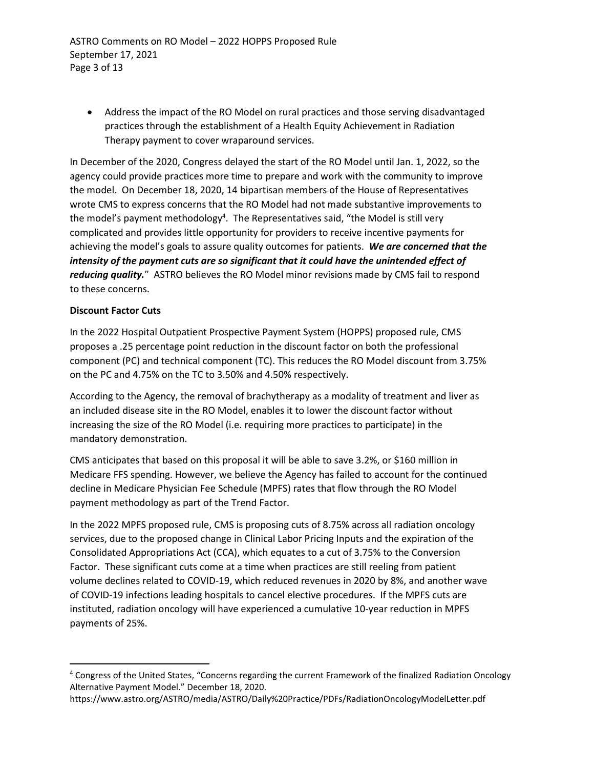- Address the impact of the RO Model on rural practices and those serving disadvantaged practices through the establishment of a Health Equity Achievement in Radiation Therapy payment to cover wraparound services.

In December of the 2020, Congress delayed the start of the RO Model until Jan. 1, 2022, so the agency could provide practices more time to prepare and work with the community to improve the model. On December 18, 2020, 14 bipartisan members of the House of Representatives wrote CMS to express concerns that the RO Model had not made substantive improvements to the model's payment methodology[4]. The Representatives said, "the Model is still very complicated and provides little opportunity for providers to receive incentive payments for achieving the model's goals to assure quality outcomes for patients. ***We are concerned that the intensity of the payment cuts are so significant that it could have the unintended effect of reducing quality.***" ASTRO believes the RO Model minor revisions made by CMS fail to respond to these concerns.

**Discount Factor Cuts**

In the 2022 Hospital Outpatient Prospective Payment System (HOPPS) proposed rule, CMS proposes a .25 percentage point reduction in the discount factor on both the professional component (PC) and technical component (TC). This reduces the RO Model discount from 3.75% on the PC and 4.75% on the TC to 3.50% and 4.50% respectively.

According to the Agency, the removal of brachytherapy as a modality of treatment and liver as an included disease site in the RO Model, enables it to lower the discount factor without increasing the size of the RO Model (i.e. requiring more practices to participate) in the mandatory demonstration.

CMS anticipates that based on this proposal it will be able to save 3.2%, or $160 million in Medicare FFS spending. However, we believe the Agency has failed to account for the continued decline in Medicare Physician Fee Schedule (MPFS) rates that flow through the RO Model payment methodology as part of the Trend Factor.

In the 2022 MPFS proposed rule, CMS is proposing cuts of 8.75% across all radiation oncology services, due to the proposed change in Clinical Labor Pricing Inputs and the expiration of the Consolidated Appropriations Act (CCA), which equates to a cut of 3.75% to the Conversion Factor. These significant cuts come at a time when practices are still reeling from patient volume declines related to COVID-19, which reduced revenues in 2020 by 8%, and another wave of COVID-19 infections leading hospitals to cancel elective procedures. If the MPFS cuts are instituted, radiation oncology will have experienced a cumulative 10-year reduction in MPFS payments of 25%.

---

[4] Congress of the United States, "Concerns regarding the current Framework of the finalized Radiation Oncology Alternative Payment Model." December 18, 2020. https://www.astro.org/ASTRO/media/ASTRO/Daily%20Practice/PDFs/RadiationOncologyModelLetter.pdf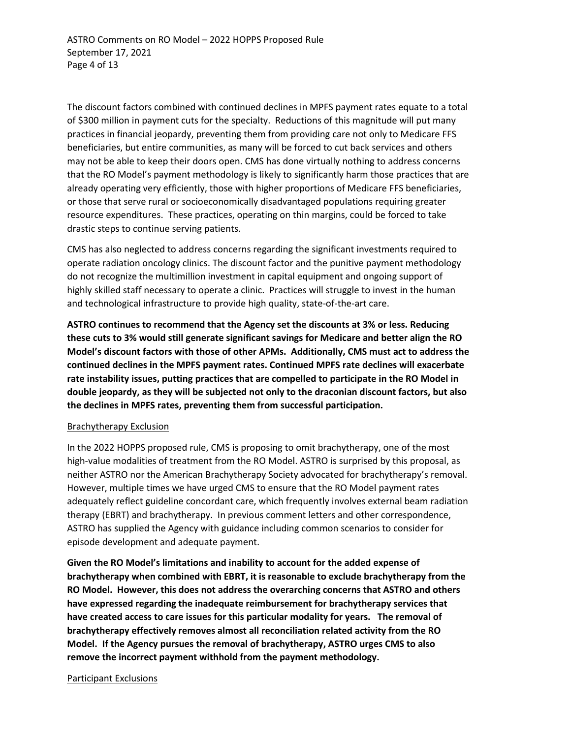The discount factors combined with continued declines in MPFS payment rates equate to a total of $300 million in payment cuts for the specialty. Reductions of this magnitude will put many practices in financial jeopardy, preventing them from providing care not only to Medicare FFS beneficiaries, but entire communities, as many will be forced to cut back services and others may not be able to keep their doors open. CMS has done virtually nothing to address concerns that the RO Model's payment methodology is likely to significantly harm those practices that are already operating very efficiently, those with higher proportions of Medicare FFS beneficiaries, or those that serve rural or socioeconomically disadvantaged populations requiring greater resource expenditures. These practices, operating on thin margins, could be forced to take drastic steps to continue serving patients.

CMS has also neglected to address concerns regarding the significant investments required to operate radiation oncology clinics. The discount factor and the punitive payment methodology do not recognize the multimillion investment in capital equipment and ongoing support of highly skilled staff necessary to operate a clinic. Practices will struggle to invest in the human and technological infrastructure to provide high quality, state-of-the-art care.

**ASTRO continues to recommend that the Agency set the discounts at 3% or less. Reducing these cuts to 3% would still generate significant savings for Medicare and better align the RO Model's discount factors with those of other APMs. Additionally, CMS must act to address the continued declines in the MPFS payment rates. Continued MPFS rate declines will exacerbate rate instability issues, putting practices that are compelled to participate in the RO Model in double jeopardy, as they will be subjected not only to the draconian discount factors, but also the declines in MPFS rates, preventing them from successful participation.**

<u>Brachytherapy Exclusion</u>

In the 2022 HOPPS proposed rule, CMS is proposing to omit brachytherapy, one of the most high-value modalities of treatment from the RO Model. ASTRO is surprised by this proposal, as neither ASTRO nor the American Brachytherapy Society advocated for brachytherapy's removal. However, multiple times we have urged CMS to ensure that the RO Model payment rates adequately reflect guideline concordant care, which frequently involves external beam radiation therapy (EBRT) and brachytherapy. In previous comment letters and other correspondence, ASTRO has supplied the Agency with guidance including common scenarios to consider for episode development and adequate payment.

**Given the RO Model's limitations and inability to account for the added expense of brachytherapy when combined with EBRT, it is reasonable to exclude brachytherapy from the RO Model. However, this does not address the overarching concerns that ASTRO and others have expressed regarding the inadequate reimbursement for brachytherapy services that have created access to care issues for this particular modality for years. The removal of brachytherapy effectively removes almost all reconciliation related activity from the RO Model. If the Agency pursues the removal of brachytherapy, ASTRO urges CMS to also remove the incorrect payment withhold from the payment methodology.**

<u>Participant Exclusions</u>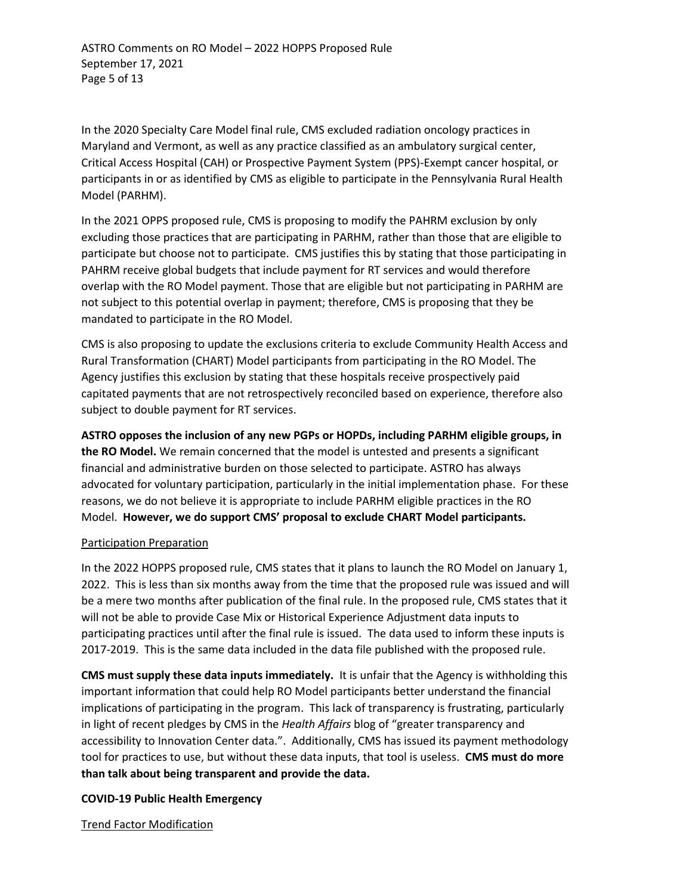In the 2020 Specialty Care Model final rule, CMS excluded radiation oncology practices in Maryland and Vermont, as well as any practice classified as an ambulatory surgical center, Critical Access Hospital (CAH) or Prospective Payment System (PPS)-Exempt cancer hospital, or participants in or as identified by CMS as eligible to participate in the Pennsylvania Rural Health Model (PARHM).

In the 2021 OPPS proposed rule, CMS is proposing to modify the PAHRM exclusion by only excluding those practices that are participating in PARHM, rather than those that are eligible to participate but choose not to participate. CMS justifies this by stating that those participating in PAHRM receive global budgets that include payment for RT services and would therefore overlap with the RO Model payment. Those that are eligible but not participating in PARHM are not subject to this potential overlap in payment; therefore, CMS is proposing that they be mandated to participate in the RO Model.

CMS is also proposing to update the exclusions criteria to exclude Community Health Access and Rural Transformation (CHART) Model participants from participating in the RO Model. The Agency justifies this exclusion by stating that these hospitals receive prospectively paid capitated payments that are not retrospectively reconciled based on experience, therefore also subject to double payment for RT services.

**ASTRO opposes the inclusion of any new PGPs or HOPDs, including PARHM eligible groups, in the RO Model.** We remain concerned that the model is untested and presents a significant financial and administrative burden on those selected to participate. ASTRO has always advocated for voluntary participation, particularly in the initial implementation phase. For these reasons, we do not believe it is appropriate to include PARHM eligible practices in the RO Model. **However, we do support CMS' proposal to exclude CHART Model participants.**

<u>Participation Preparation</u>

In the 2022 HOPPS proposed rule, CMS states that it plans to launch the RO Model on January 1, 2022. This is less than six months away from the time that the proposed rule was issued and will be a mere two months after publication of the final rule. In the proposed rule, CMS states that it will not be able to provide Case Mix or Historical Experience Adjustment data inputs to participating practices until after the final rule is issued. The data used to inform these inputs is 2017-2019. This is the same data included in the data file published with the proposed rule.

**CMS must supply these data inputs immediately.** It is unfair that the Agency is withholding this important information that could help RO Model participants better understand the financial implications of participating in the program. This lack of transparency is frustrating, particularly in light of recent pledges by CMS in the *Health Affairs* blog of "greater transparency and accessibility to Innovation Center data.". Additionally, CMS has issued its payment methodology tool for practices to use, but without these data inputs, that tool is useless. **CMS must do more than talk about being transparent and provide the data.**

**COVID-19 Public Health Emergency**

<u>Trend Factor Modification</u>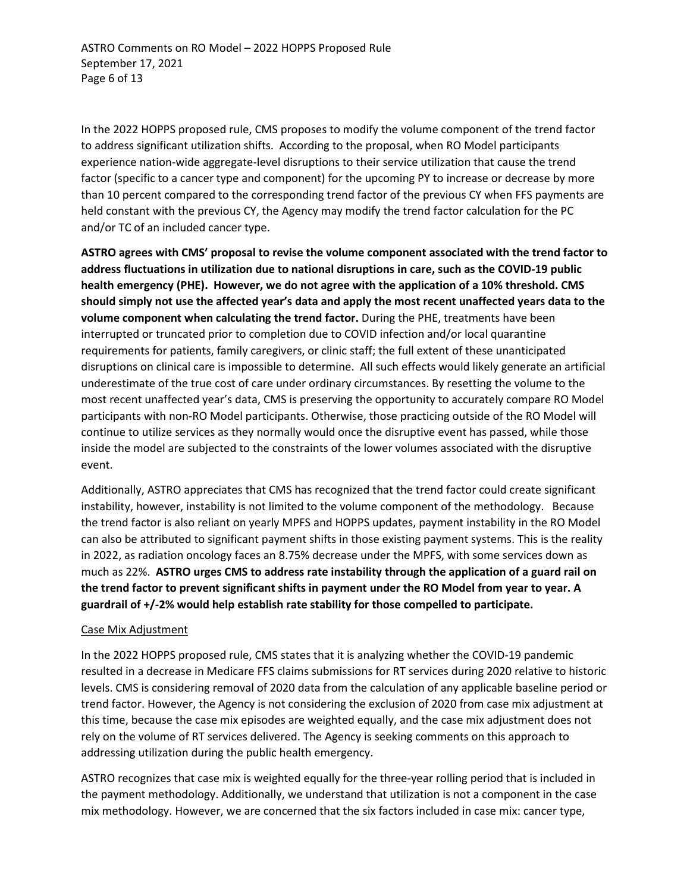In the 2022 HOPPS proposed rule, CMS proposes to modify the volume component of the trend factor to address significant utilization shifts. According to the proposal, when RO Model participants experience nation-wide aggregate-level disruptions to their service utilization that cause the trend factor (specific to a cancer type and component) for the upcoming PY to increase or decrease by more than 10 percent compared to the corresponding trend factor of the previous CY when FFS payments are held constant with the previous CY, the Agency may modify the trend factor calculation for the PC and/or TC of an included cancer type.

**ASTRO agrees with CMS' proposal to revise the volume component associated with the trend factor to address fluctuations in utilization due to national disruptions in care, such as the COVID-19 public health emergency (PHE). However, we do not agree with the application of a 10% threshold. CMS should simply not use the affected year's data and apply the most recent unaffected years data to the volume component when calculating the trend factor.** During the PHE, treatments have been interrupted or truncated prior to completion due to COVID infection and/or local quarantine requirements for patients, family caregivers, or clinic staff; the full extent of these unanticipated disruptions on clinical care is impossible to determine. All such effects would likely generate an artificial underestimate of the true cost of care under ordinary circumstances. By resetting the volume to the most recent unaffected year's data, CMS is preserving the opportunity to accurately compare RO Model participants with non-RO Model participants. Otherwise, those practicing outside of the RO Model will continue to utilize services as they normally would once the disruptive event has passed, while those inside the model are subjected to the constraints of the lower volumes associated with the disruptive event.

Additionally, ASTRO appreciates that CMS has recognized that the trend factor could create significant instability, however, instability is not limited to the volume component of the methodology. Because the trend factor is also reliant on yearly MPFS and HOPPS updates, payment instability in the RO Model can also be attributed to significant payment shifts in those existing payment systems. This is the reality in 2022, as radiation oncology faces an 8.75% decrease under the MPFS, with some services down as much as 22%. **ASTRO urges CMS to address rate instability through the application of a guard rail on the trend factor to prevent significant shifts in payment under the RO Model from year to year. A guardrail of +/-2% would help establish rate stability for those compelled to participate.**

<u>Case Mix Adjustment</u>

In the 2022 HOPPS proposed rule, CMS states that it is analyzing whether the COVID-19 pandemic resulted in a decrease in Medicare FFS claims submissions for RT services during 2020 relative to historic levels. CMS is considering removal of 2020 data from the calculation of any applicable baseline period or trend factor. However, the Agency is not considering the exclusion of 2020 from case mix adjustment at this time, because the case mix episodes are weighted equally, and the case mix adjustment does not rely on the volume of RT services delivered. The Agency is seeking comments on this approach to addressing utilization during the public health emergency.

ASTRO recognizes that case mix is weighted equally for the three-year rolling period that is included in the payment methodology. Additionally, we understand that utilization is not a component in the case mix methodology. However, we are concerned that the six factors included in case mix: cancer type,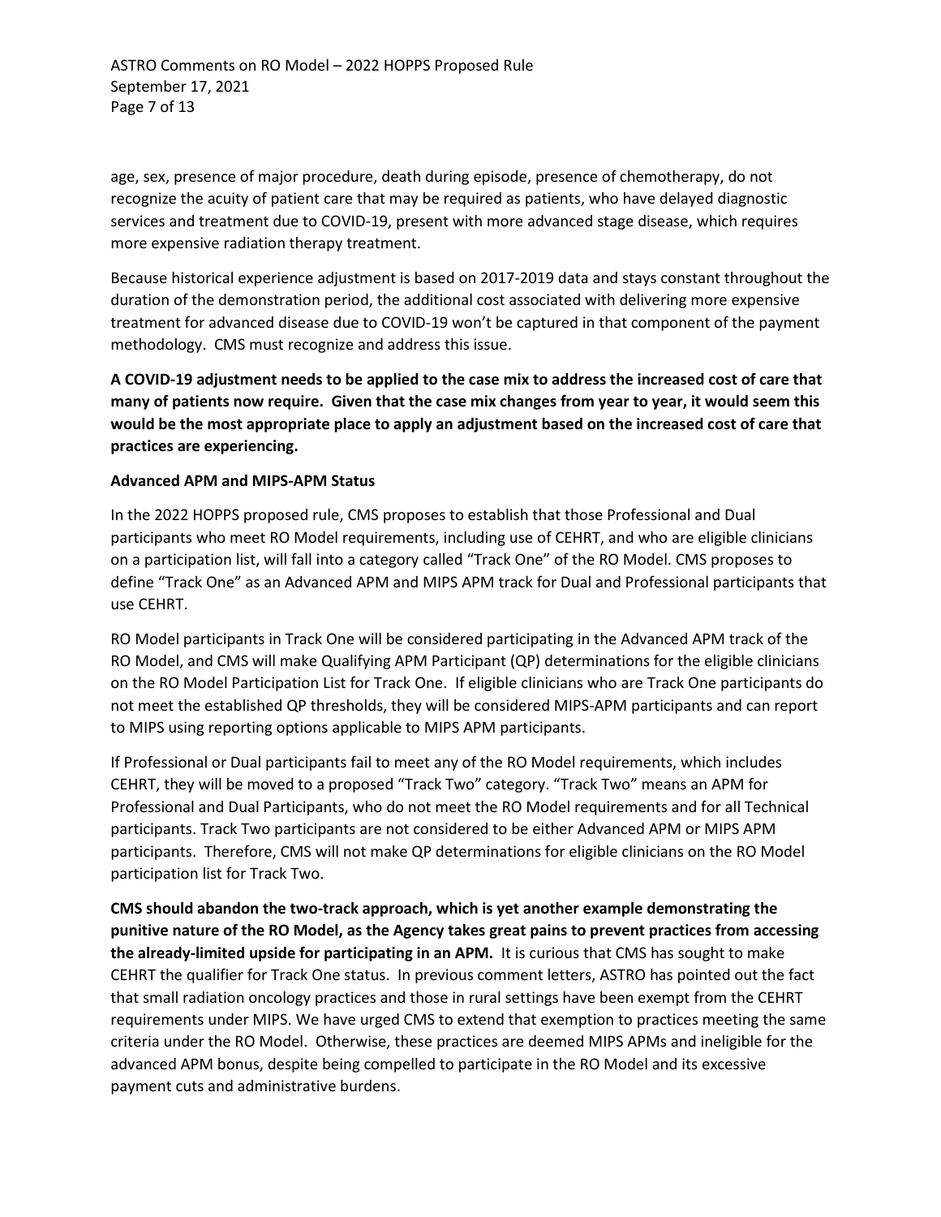age, sex, presence of major procedure, death during episode, presence of chemotherapy, do not recognize the acuity of patient care that may be required as patients, who have delayed diagnostic services and treatment due to COVID-19, present with more advanced stage disease, which requires more expensive radiation therapy treatment.

Because historical experience adjustment is based on 2017-2019 data and stays constant throughout the duration of the demonstration period, the additional cost associated with delivering more expensive treatment for advanced disease due to COVID-19 won't be captured in that component of the payment methodology. CMS must recognize and address this issue.

**A COVID-19 adjustment needs to be applied to the case mix to address the increased cost of care that many of patients now require. Given that the case mix changes from year to year, it would seem this would be the most appropriate place to apply an adjustment based on the increased cost of care that practices are experiencing.**

**Advanced APM and MIPS-APM Status**

In the 2022 HOPPS proposed rule, CMS proposes to establish that those Professional and Dual participants who meet RO Model requirements, including use of CEHRT, and who are eligible clinicians on a participation list, will fall into a category called "Track One" of the RO Model. CMS proposes to define "Track One" as an Advanced APM and MIPS APM track for Dual and Professional participants that use CEHRT.

RO Model participants in Track One will be considered participating in the Advanced APM track of the RO Model, and CMS will make Qualifying APM Participant (QP) determinations for the eligible clinicians on the RO Model Participation List for Track One. If eligible clinicians who are Track One participants do not meet the established QP thresholds, they will be considered MIPS-APM participants and can report to MIPS using reporting options applicable to MIPS APM participants.

If Professional or Dual participants fail to meet any of the RO Model requirements, which includes CEHRT, they will be moved to a proposed "Track Two" category. "Track Two" means an APM for Professional and Dual Participants, who do not meet the RO Model requirements and for all Technical participants. Track Two participants are not considered to be either Advanced APM or MIPS APM participants. Therefore, CMS will not make QP determinations for eligible clinicians on the RO Model participation list for Track Two.

**CMS should abandon the two-track approach, which is yet another example demonstrating the punitive nature of the RO Model, as the Agency takes great pains to prevent practices from accessing the already-limited upside for participating in an APM.** It is curious that CMS has sought to make CEHRT the qualifier for Track One status. In previous comment letters, ASTRO has pointed out the fact that small radiation oncology practices and those in rural settings have been exempt from the CEHRT requirements under MIPS. We have urged CMS to extend that exemption to practices meeting the same criteria under the RO Model. Otherwise, these practices are deemed MIPS APMs and ineligible for the advanced APM bonus, despite being compelled to participate in the RO Model and its excessive payment cuts and administrative burdens.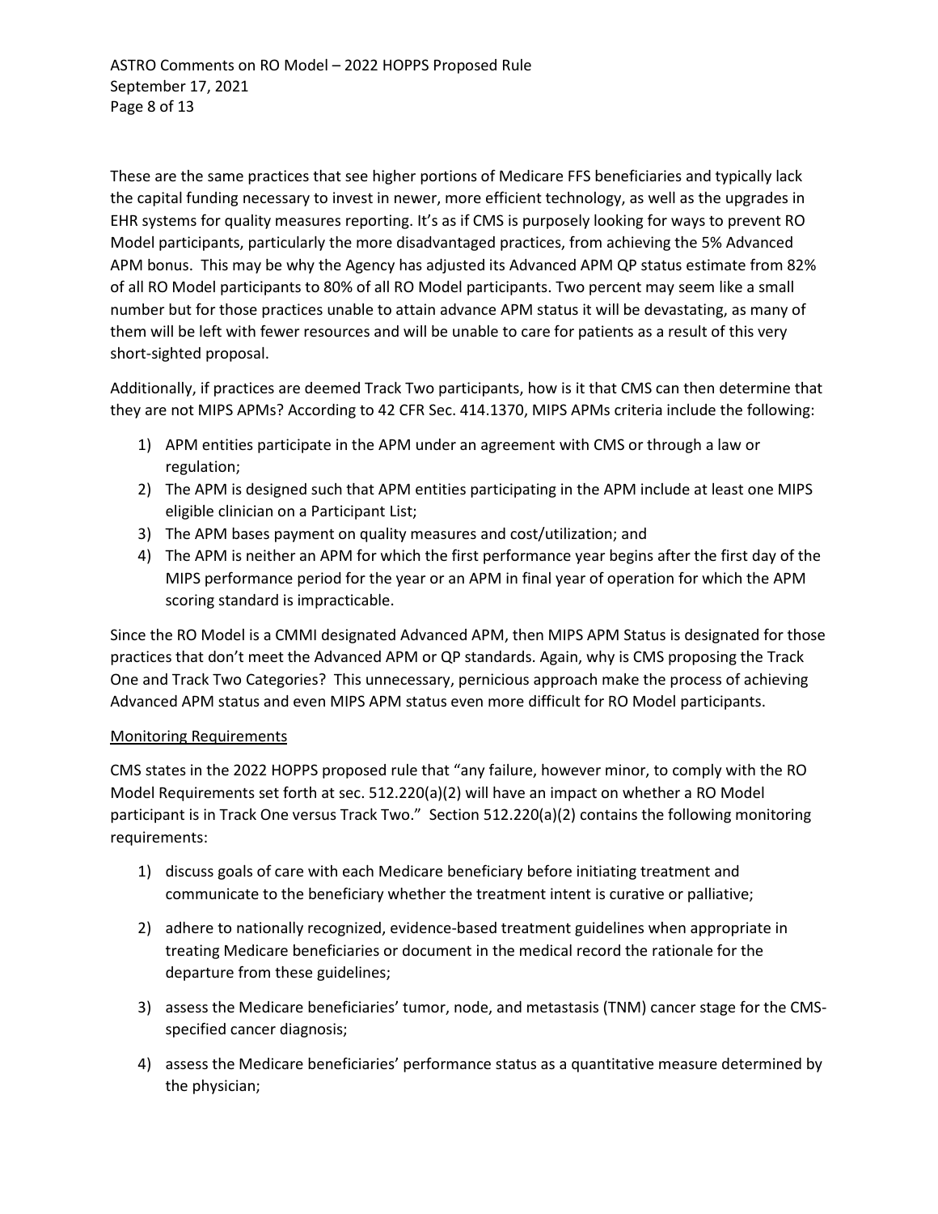These are the same practices that see higher portions of Medicare FFS beneficiaries and typically lack the capital funding necessary to invest in newer, more efficient technology, as well as the upgrades in EHR systems for quality measures reporting. It's as if CMS is purposely looking for ways to prevent RO Model participants, particularly the more disadvantaged practices, from achieving the 5% Advanced APM bonus. This may be why the Agency has adjusted its Advanced APM QP status estimate from 82% of all RO Model participants to 80% of all RO Model participants. Two percent may seem like a small number but for those practices unable to attain advance APM status it will be devastating, as many of them will be left with fewer resources and will be unable to care for patients as a result of this very short-sighted proposal.

Additionally, if practices are deemed Track Two participants, how is it that CMS can then determine that they are not MIPS APMs? According to 42 CFR Sec. 414.1370, MIPS APMs criteria include the following:

1) APM entities participate in the APM under an agreement with CMS or through a law or regulation;
2) The APM is designed such that APM entities participating in the APM include at least one MIPS eligible clinician on a Participant List;
3) The APM bases payment on quality measures and cost/utilization; and
4) The APM is neither an APM for which the first performance year begins after the first day of the MIPS performance period for the year or an APM in final year of operation for which the APM scoring standard is impracticable.

Since the RO Model is a CMMI designated Advanced APM, then MIPS APM Status is designated for those practices that don't meet the Advanced APM or QP standards. Again, why is CMS proposing the Track One and Track Two Categories? This unnecessary, pernicious approach make the process of achieving Advanced APM status and even MIPS APM status even more difficult for RO Model participants.

<u>Monitoring Requirements</u>

CMS states in the 2022 HOPPS proposed rule that "any failure, however minor, to comply with the RO Model Requirements set forth at sec. 512.220(a)(2) will have an impact on whether a RO Model participant is in Track One versus Track Two." Section 512.220(a)(2) contains the following monitoring requirements:

1) discuss goals of care with each Medicare beneficiary before initiating treatment and communicate to the beneficiary whether the treatment intent is curative or palliative;

2) adhere to nationally recognized, evidence-based treatment guidelines when appropriate in treating Medicare beneficiaries or document in the medical record the rationale for the departure from these guidelines;

3) assess the Medicare beneficiaries' tumor, node, and metastasis (TNM) cancer stage for the CMS-specified cancer diagnosis;

4) assess the Medicare beneficiaries' performance status as a quantitative measure determined by the physician;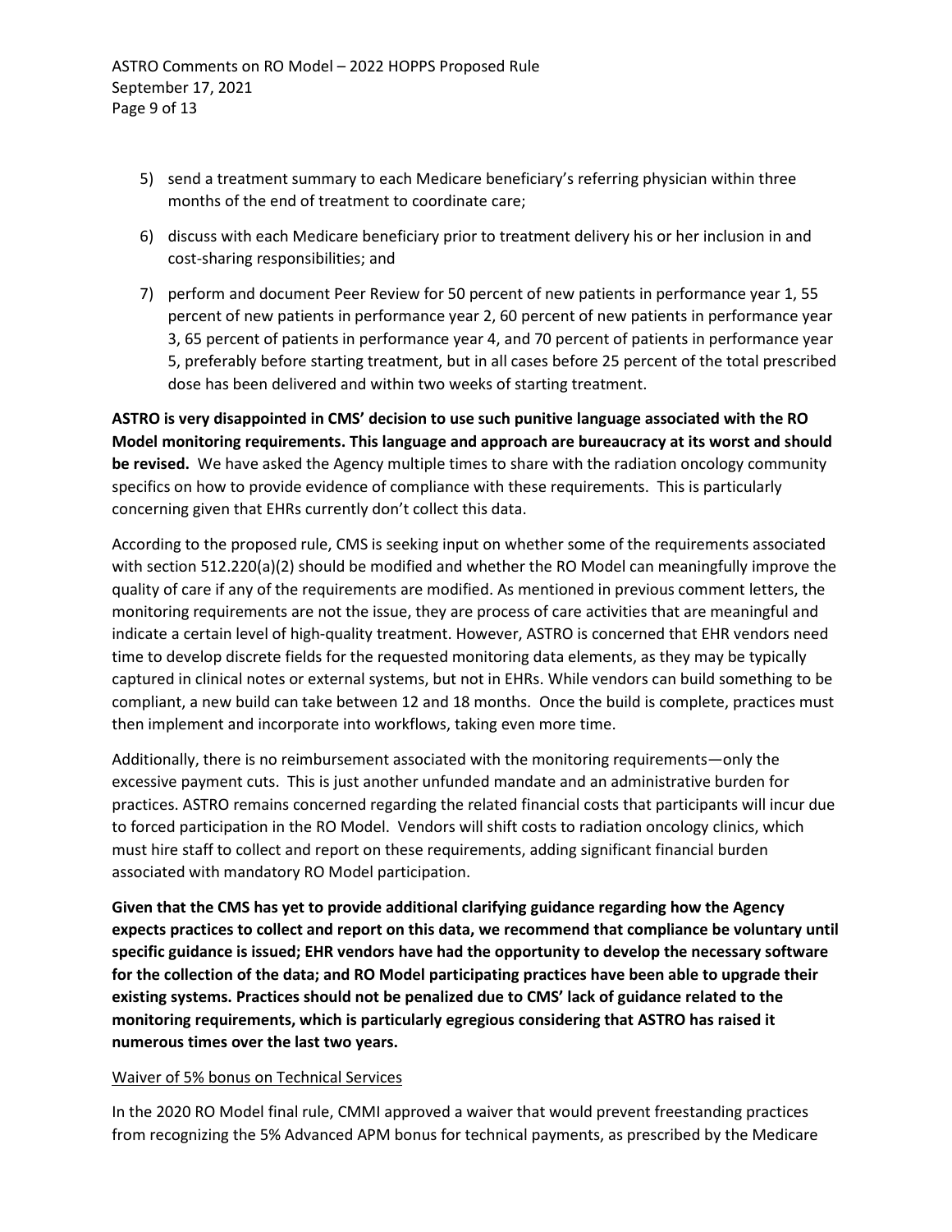5) send a treatment summary to each Medicare beneficiary's referring physician within three months of the end of treatment to coordinate care;
6) discuss with each Medicare beneficiary prior to treatment delivery his or her inclusion in and cost-sharing responsibilities; and
7) perform and document Peer Review for 50 percent of new patients in performance year 1, 55 percent of new patients in performance year 2, 60 percent of new patients in performance year 3, 65 percent of patients in performance year 4, and 70 percent of patients in performance year 5, preferably before starting treatment, but in all cases before 25 percent of the total prescribed dose has been delivered and within two weeks of starting treatment.

**ASTRO is very disappointed in CMS' decision to use such punitive language associated with the RO Model monitoring requirements. This language and approach are bureaucracy at its worst and should be revised.** We have asked the Agency multiple times to share with the radiation oncology community specifics on how to provide evidence of compliance with these requirements. This is particularly concerning given that EHRs currently don't collect this data.

According to the proposed rule, CMS is seeking input on whether some of the requirements associated with section 512.220(a)(2) should be modified and whether the RO Model can meaningfully improve the quality of care if any of the requirements are modified. As mentioned in previous comment letters, the monitoring requirements are not the issue, they are process of care activities that are meaningful and indicate a certain level of high-quality treatment. However, ASTRO is concerned that EHR vendors need time to develop discrete fields for the requested monitoring data elements, as they may be typically captured in clinical notes or external systems, but not in EHRs. While vendors can build something to be compliant, a new build can take between 12 and 18 months. Once the build is complete, practices must then implement and incorporate into workflows, taking even more time.

Additionally, there is no reimbursement associated with the monitoring requirements—only the excessive payment cuts. This is just another unfunded mandate and an administrative burden for practices. ASTRO remains concerned regarding the related financial costs that participants will incur due to forced participation in the RO Model. Vendors will shift costs to radiation oncology clinics, which must hire staff to collect and report on these requirements, adding significant financial burden associated with mandatory RO Model participation.

**Given that the CMS has yet to provide additional clarifying guidance regarding how the Agency expects practices to collect and report on this data, we recommend that compliance be voluntary until specific guidance is issued; EHR vendors have had the opportunity to develop the necessary software for the collection of the data; and RO Model participating practices have been able to upgrade their existing systems. Practices should not be penalized due to CMS' lack of guidance related to the monitoring requirements, which is particularly egregious considering that ASTRO has raised it numerous times over the last two years.**

<u>Waiver of 5% bonus on Technical Services</u>

In the 2020 RO Model final rule, CMMI approved a waiver that would prevent freestanding practices from recognizing the 5% Advanced APM bonus for technical payments, as prescribed by the Medicare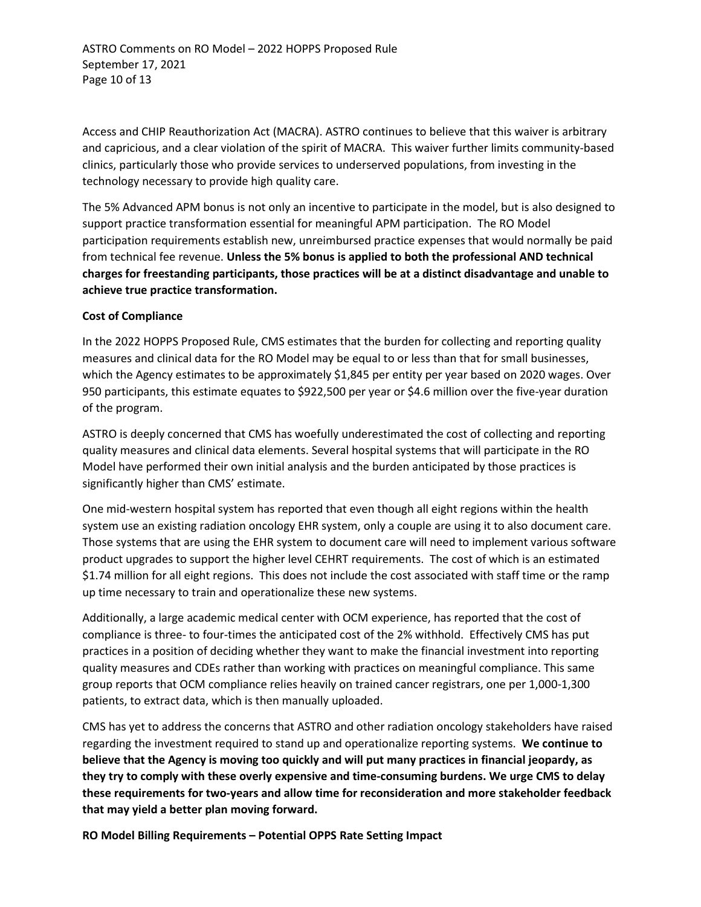Access and CHIP Reauthorization Act (MACRA). ASTRO continues to believe that this waiver is arbitrary and capricious, and a clear violation of the spirit of MACRA. This waiver further limits community-based clinics, particularly those who provide services to underserved populations, from investing in the technology necessary to provide high quality care.

The 5% Advanced APM bonus is not only an incentive to participate in the model, but is also designed to support practice transformation essential for meaningful APM participation. The RO Model participation requirements establish new, unreimbursed practice expenses that would normally be paid from technical fee revenue. **Unless the 5% bonus is applied to both the professional AND technical charges for freestanding participants, those practices will be at a distinct disadvantage and unable to achieve true practice transformation.**

**Cost of Compliance**

In the 2022 HOPPS Proposed Rule, CMS estimates that the burden for collecting and reporting quality measures and clinical data for the RO Model may be equal to or less than that for small businesses, which the Agency estimates to be approximately $1,845 per entity per year based on 2020 wages. Over 950 participants, this estimate equates to $922,500 per year or $4.6 million over the five-year duration of the program.

ASTRO is deeply concerned that CMS has woefully underestimated the cost of collecting and reporting quality measures and clinical data elements. Several hospital systems that will participate in the RO Model have performed their own initial analysis and the burden anticipated by those practices is significantly higher than CMS' estimate.

One mid-western hospital system has reported that even though all eight regions within the health system use an existing radiation oncology EHR system, only a couple are using it to also document care. Those systems that are using the EHR system to document care will need to implement various software product upgrades to support the higher level CEHRT requirements. The cost of which is an estimated $1.74 million for all eight regions. This does not include the cost associated with staff time or the ramp up time necessary to train and operationalize these new systems.

Additionally, a large academic medical center with OCM experience, has reported that the cost of compliance is three- to four-times the anticipated cost of the 2% withhold. Effectively CMS has put practices in a position of deciding whether they want to make the financial investment into reporting quality measures and CDEs rather than working with practices on meaningful compliance. This same group reports that OCM compliance relies heavily on trained cancer registrars, one per 1,000-1,300 patients, to extract data, which is then manually uploaded.

CMS has yet to address the concerns that ASTRO and other radiation oncology stakeholders have raised regarding the investment required to stand up and operationalize reporting systems. **We continue to believe that the Agency is moving too quickly and will put many practices in financial jeopardy, as they try to comply with these overly expensive and time-consuming burdens. We urge CMS to delay these requirements for two-years and allow time for reconsideration and more stakeholder feedback that may yield a better plan moving forward.**

**RO Model Billing Requirements – Potential OPPS Rate Setting Impact**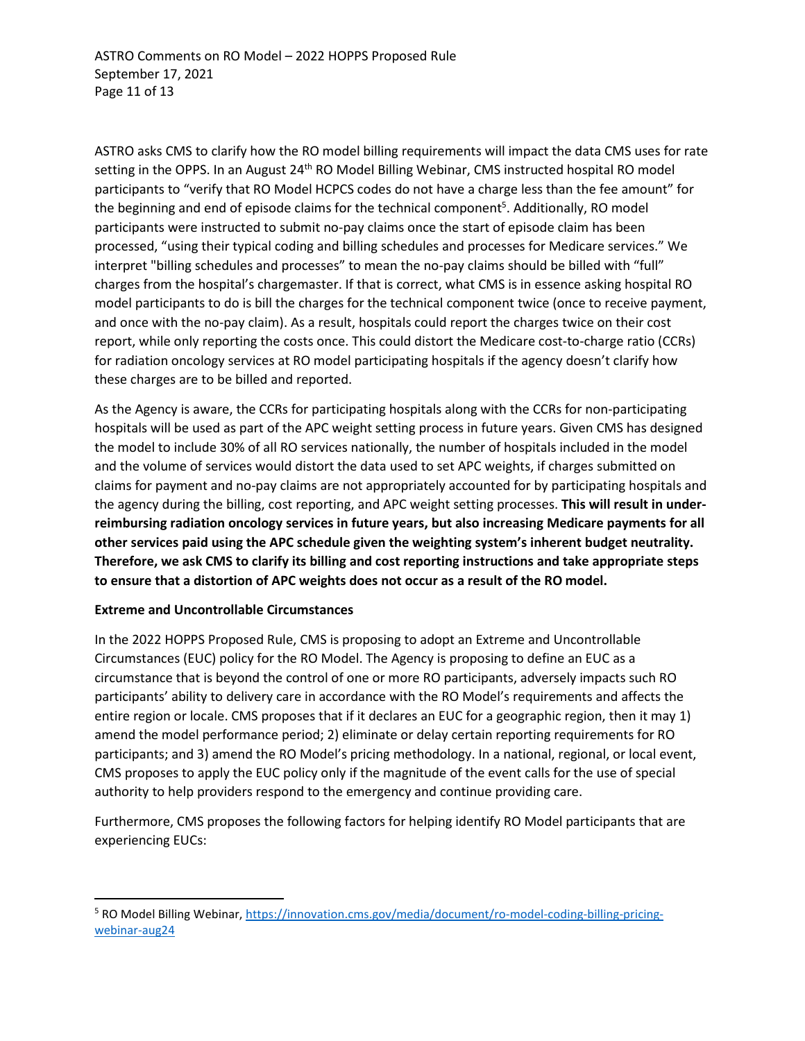ASTRO asks CMS to clarify how the RO model billing requirements will impact the data CMS uses for rate setting in the OPPS. In an August 24th RO Model Billing Webinar, CMS instructed hospital RO model participants to "verify that RO Model HCPCS codes do not have a charge less than the fee amount" for the beginning and end of episode claims for the technical component[5]. Additionally, RO model participants were instructed to submit no-pay claims once the start of episode claim has been processed, "using their typical coding and billing schedules and processes for Medicare services." We interpret "billing schedules and processes" to mean the no-pay claims should be billed with "full" charges from the hospital's chargemaster. If that is correct, what CMS is in essence asking hospital RO model participants to do is bill the charges for the technical component twice (once to receive payment, and once with the no-pay claim). As a result, hospitals could report the charges twice on their cost report, while only reporting the costs once. This could distort the Medicare cost-to-charge ratio (CCRs) for radiation oncology services at RO model participating hospitals if the agency doesn't clarify how these charges are to be billed and reported.

As the Agency is aware, the CCRs for participating hospitals along with the CCRs for non-participating hospitals will be used as part of the APC weight setting process in future years. Given CMS has designed the model to include 30% of all RO services nationally, the number of hospitals included in the model and the volume of services would distort the data used to set APC weights, if charges submitted on claims for payment and no-pay claims are not appropriately accounted for by participating hospitals and the agency during the billing, cost reporting, and APC weight setting processes. **This will result in under-reimbursing radiation oncology services in future years, but also increasing Medicare payments for all other services paid using the APC schedule given the weighting system's inherent budget neutrality. Therefore, we ask CMS to clarify its billing and cost reporting instructions and take appropriate steps to ensure that a distortion of APC weights does not occur as a result of the RO model.**

**Extreme and Uncontrollable Circumstances**

In the 2022 HOPPS Proposed Rule, CMS is proposing to adopt an Extreme and Uncontrollable Circumstances (EUC) policy for the RO Model. The Agency is proposing to define an EUC as a circumstance that is beyond the control of one or more RO participants, adversely impacts such RO participants' ability to delivery care in accordance with the RO Model's requirements and affects the entire region or locale. CMS proposes that if it declares an EUC for a geographic region, then it may 1) amend the model performance period; 2) eliminate or delay certain reporting requirements for RO participants; and 3) amend the RO Model's pricing methodology. In a national, regional, or local event, CMS proposes to apply the EUC policy only if the magnitude of the event calls for the use of special authority to help providers respond to the emergency and continue providing care.

Furthermore, CMS proposes the following factors for helping identify RO Model participants that are experiencing EUCs:

---

[5] RO Model Billing Webinar, https://innovation.cms.gov/media/document/ro-model-coding-billing-pricing-webinar-aug24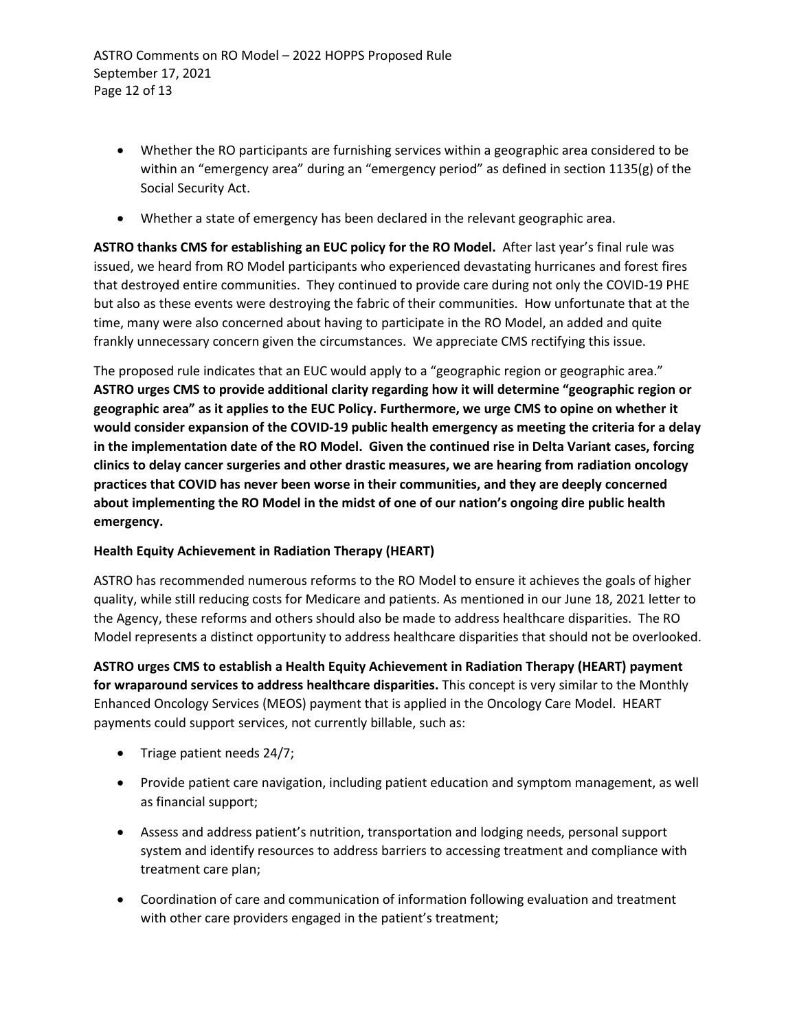- Whether the RO participants are furnishing services within a geographic area considered to be within an "emergency area" during an "emergency period" as defined in section 1135(g) of the Social Security Act.

- Whether a state of emergency has been declared in the relevant geographic area.

**ASTRO thanks CMS for establishing an EUC policy for the RO Model.** After last year's final rule was issued, we heard from RO Model participants who experienced devastating hurricanes and forest fires that destroyed entire communities. They continued to provide care during not only the COVID-19 PHE but also as these events were destroying the fabric of their communities. How unfortunate that at the time, many were also concerned about having to participate in the RO Model, an added and quite frankly unnecessary concern given the circumstances. We appreciate CMS rectifying this issue.

The proposed rule indicates that an EUC would apply to a "geographic region or geographic area." **ASTRO urges CMS to provide additional clarity regarding how it will determine "geographic region or geographic area" as it applies to the EUC Policy. Furthermore, we urge CMS to opine on whether it would consider expansion of the COVID-19 public health emergency as meeting the criteria for a delay in the implementation date of the RO Model. Given the continued rise in Delta Variant cases, forcing clinics to delay cancer surgeries and other drastic measures, we are hearing from radiation oncology practices that COVID has never been worse in their communities, and they are deeply concerned about implementing the RO Model in the midst of one of our nation's ongoing dire public health emergency.**

**Health Equity Achievement in Radiation Therapy (HEART)**

ASTRO has recommended numerous reforms to the RO Model to ensure it achieves the goals of higher quality, while still reducing costs for Medicare and patients. As mentioned in our June 18, 2021 letter to the Agency, these reforms and others should also be made to address healthcare disparities. The RO Model represents a distinct opportunity to address healthcare disparities that should not be overlooked.

**ASTRO urges CMS to establish a Health Equity Achievement in Radiation Therapy (HEART) payment for wraparound services to address healthcare disparities.** This concept is very similar to the Monthly Enhanced Oncology Services (MEOS) payment that is applied in the Oncology Care Model. HEART payments could support services, not currently billable, such as:

- Triage patient needs 24/7;

- Provide patient care navigation, including patient education and symptom management, as well as financial support;

- Assess and address patient's nutrition, transportation and lodging needs, personal support system and identify resources to address barriers to accessing treatment and compliance with treatment care plan;

- Coordination of care and communication of information following evaluation and treatment with other care providers engaged in the patient's treatment;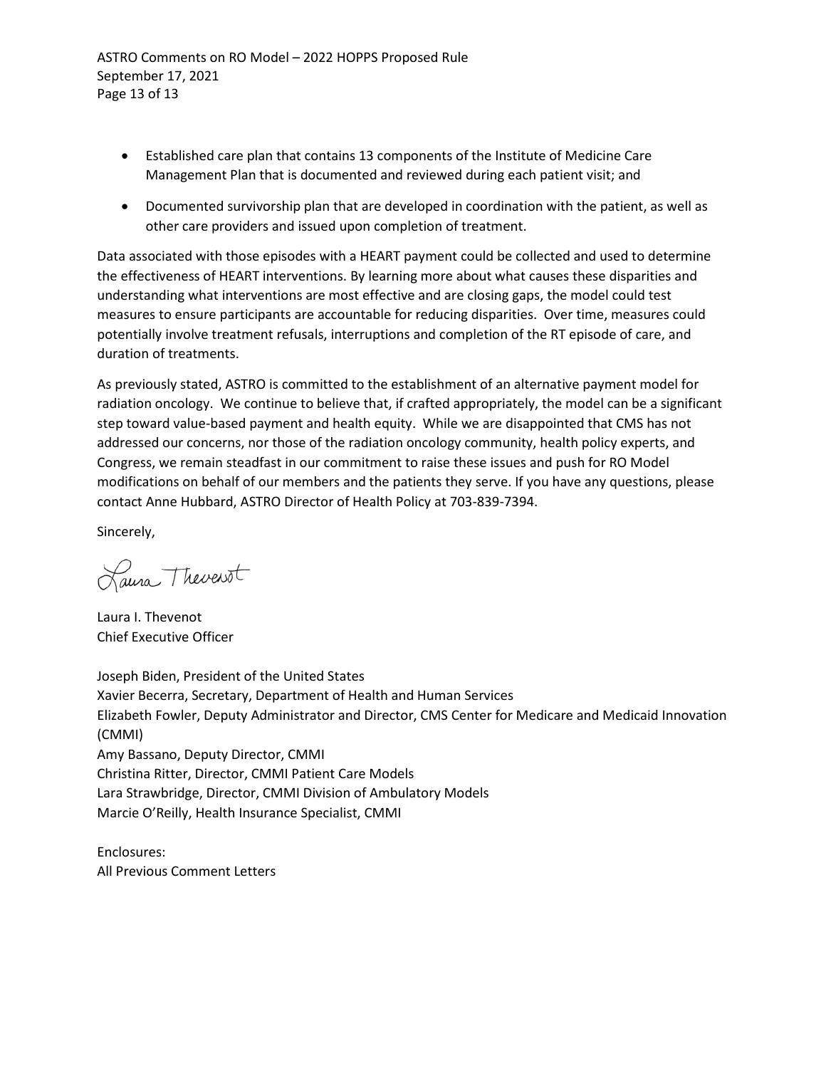- Established care plan that contains 13 components of the Institute of Medicine Care Management Plan that is documented and reviewed during each patient visit; and
- Documented survivorship plan that are developed in coordination with the patient, as well as other care providers and issued upon completion of treatment.

Data associated with those episodes with a HEART payment could be collected and used to determine the effectiveness of HEART interventions. By learning more about what causes these disparities and understanding what interventions are most effective and are closing gaps, the model could test measures to ensure participants are accountable for reducing disparities. Over time, measures could potentially involve treatment refusals, interruptions and completion of the RT episode of care, and duration of treatments.

As previously stated, ASTRO is committed to the establishment of an alternative payment model for radiation oncology. We continue to believe that, if crafted appropriately, the model can be a significant step toward value-based payment and health equity. While we are disappointed that CMS has not addressed our concerns, nor those of the radiation oncology community, health policy experts, and Congress, we remain steadfast in our commitment to raise these issues and push for RO Model modifications on behalf of our members and the patients they serve. If you have any questions, please contact Anne Hubbard, ASTRO Director of Health Policy at 703-839-7394.

Sincerely,

Laura Thevenot

Laura I. Thevenot
Chief Executive Officer

Joseph Biden, President of the United States
Xavier Becerra, Secretary, Department of Health and Human Services
Elizabeth Fowler, Deputy Administrator and Director, CMS Center for Medicare and Medicaid Innovation (CMMI)
Amy Bassano, Deputy Director, CMMI
Christina Ritter, Director, CMMI Patient Care Models
Lara Strawbridge, Director, CMMI Division of Ambulatory Models
Marcie O'Reilly, Health Insurance Specialist, CMMI

Enclosures:
All Previous Comment Letters